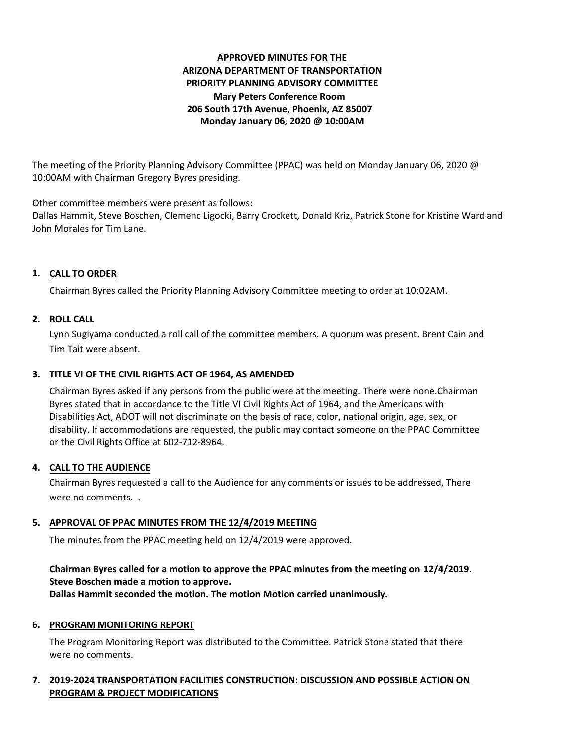**APPROVED MINUTES FOR THE**
**ARIZONA DEPARTMENT OF TRANSPORTATION**
**PRIORITY PLANNING ADVISORY COMMITTEE**
**Mary Peters Conference Room**
**206 South 17th Avenue, Phoenix, AZ 85007**
**Monday January 06, 2020 @ 10:00AM**

The meeting of the Priority Planning Advisory Committee (PPAC) was held on Monday January 06, 2020 @ 10:00AM with Chairman Gregory Byres presiding.

Other committee members were present as follows:
Dallas Hammit, Steve Boschen, Clemenc Ligocki, Barry Crockett, Donald Kriz, Patrick Stone for Kristine Ward and John Morales for Tim Lane.

## 1. CALL TO ORDER

Chairman Byres called the Priority Planning Advisory Committee meeting to order at 10:02AM.

## 2. ROLL CALL

Lynn Sugiyama conducted a roll call of the committee members. A quorum was present. Brent Cain and Tim Tait were absent.

## 3. TITLE VI OF THE CIVIL RIGHTS ACT OF 1964, AS AMENDED

Chairman Byres asked if any persons from the public were at the meeting. There were none.Chairman Byres stated that in accordance to the Title VI Civil Rights Act of 1964, and the Americans with Disabilities Act, ADOT will not discriminate on the basis of race, color, national origin, age, sex, or disability. If accommodations are requested, the public may contact someone on the PPAC Committee or the Civil Rights Office at 602-712-8964.

## 4. CALL TO THE AUDIENCE

Chairman Byres requested a call to the Audience for any comments or issues to be addressed, There were no comments. .

## 5. APPROVAL OF PPAC MINUTES FROM THE 12/4/2019 MEETING

The minutes from the PPAC meeting held on 12/4/2019 were approved.

**Chairman Byres called for a motion to approve the PPAC minutes from the meeting on 12/4/2019.**
**Steve Boschen made a motion to approve.**
**Dallas Hammit seconded the motion. The motion Motion carried unanimously.**

## 6. PROGRAM MONITORING REPORT

The Program Monitoring Report was distributed to the Committee. Patrick Stone stated that there were no comments.

## 7. 2019-2024 TRANSPORTATION FACILITIES CONSTRUCTION: DISCUSSION AND POSSIBLE ACTION ON PROGRAM & PROJECT MODIFICATIONS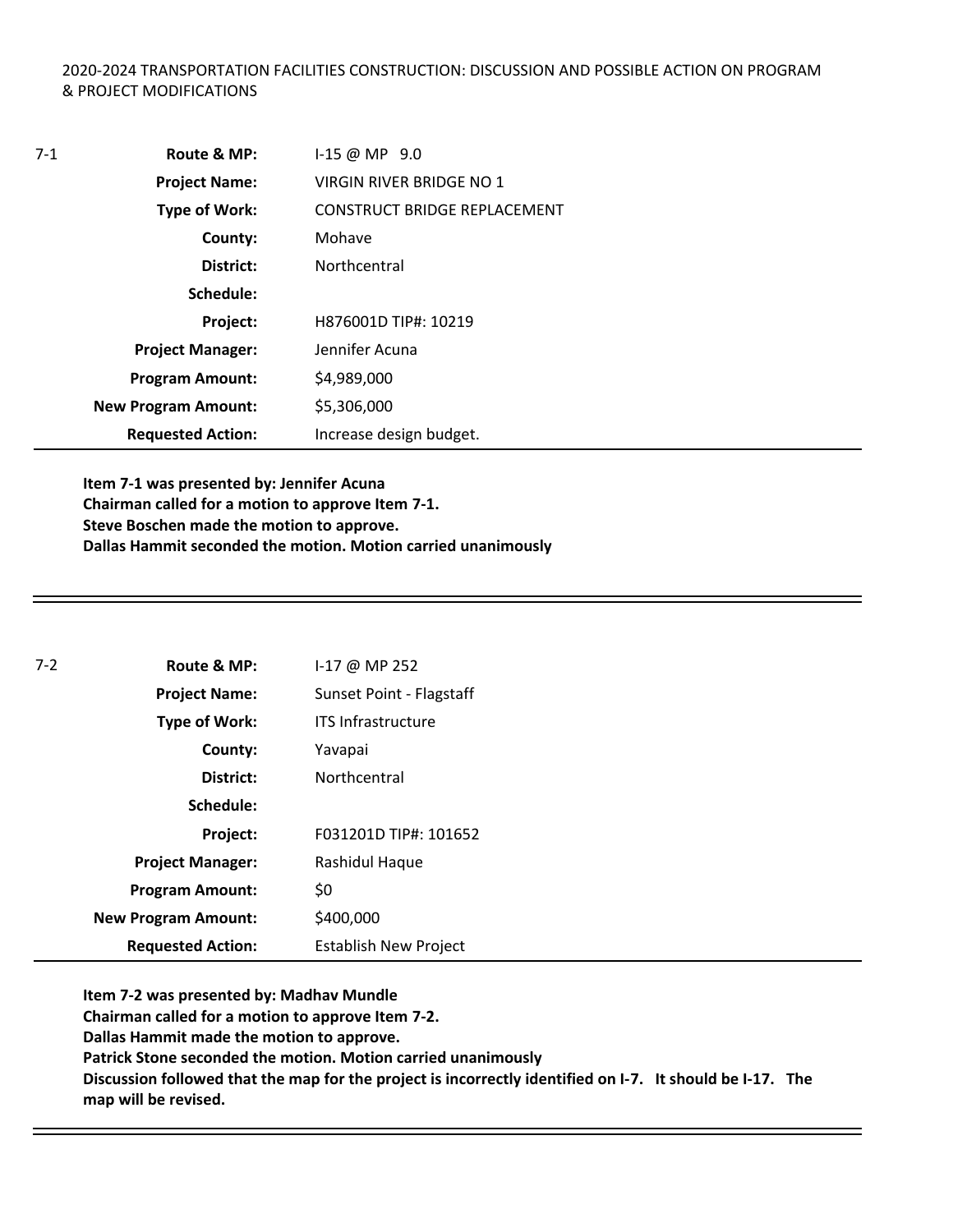2020-2024 TRANSPORTATION FACILITIES CONSTRUCTION: DISCUSSION AND POSSIBLE ACTION ON PROGRAM & PROJECT MODIFICATIONS

| 7-1 | | |
|---|---|---|
| | **Route & MP:** | I-15 @ MP 9.0 |
| | **Project Name:** | VIRGIN RIVER BRIDGE NO 1 |
| | **Type of Work:** | CONSTRUCT BRIDGE REPLACEMENT |
| | **County:** | Mohave |
| | **District:** | Northcentral |
| | **Schedule:** | |
| | **Project:** | H876001D TIP#: 10219 |
| | **Project Manager:** | Jennifer Acuna |
| | **Program Amount:** | $4,989,000 |
| | **New Program Amount:** | $5,306,000 |
| | **Requested Action:** | Increase design budget. |

**Item 7-1 was presented by: Jennifer Acuna**
**Chairman called for a motion to approve Item 7-1.**
**Steve Boschen made the motion to approve.**
**Dallas Hammit seconded the motion. Motion carried unanimously**

---

| 7-2 | | |
|---|---|---|
| | **Route & MP:** | I-17 @ MP 252 |
| | **Project Name:** | Sunset Point - Flagstaff |
| | **Type of Work:** | ITS Infrastructure |
| | **County:** | Yavapai |
| | **District:** | Northcentral |
| | **Schedule:** | |
| | **Project:** | F031201D TIP#: 101652 |
| | **Project Manager:** | Rashidul Haque |
| | **Program Amount:** | $0 |
| | **New Program Amount:** | $400,000 |
| | **Requested Action:** | Establish New Project |

**Item 7-2 was presented by: Madhav Mundle**
**Chairman called for a motion to approve Item 7-2.**
**Dallas Hammit made the motion to approve.**
**Patrick Stone seconded the motion. Motion carried unanimously**
**Discussion followed that the map for the project is incorrectly identified on I-7. It should be I-17. The map will be revised.**

---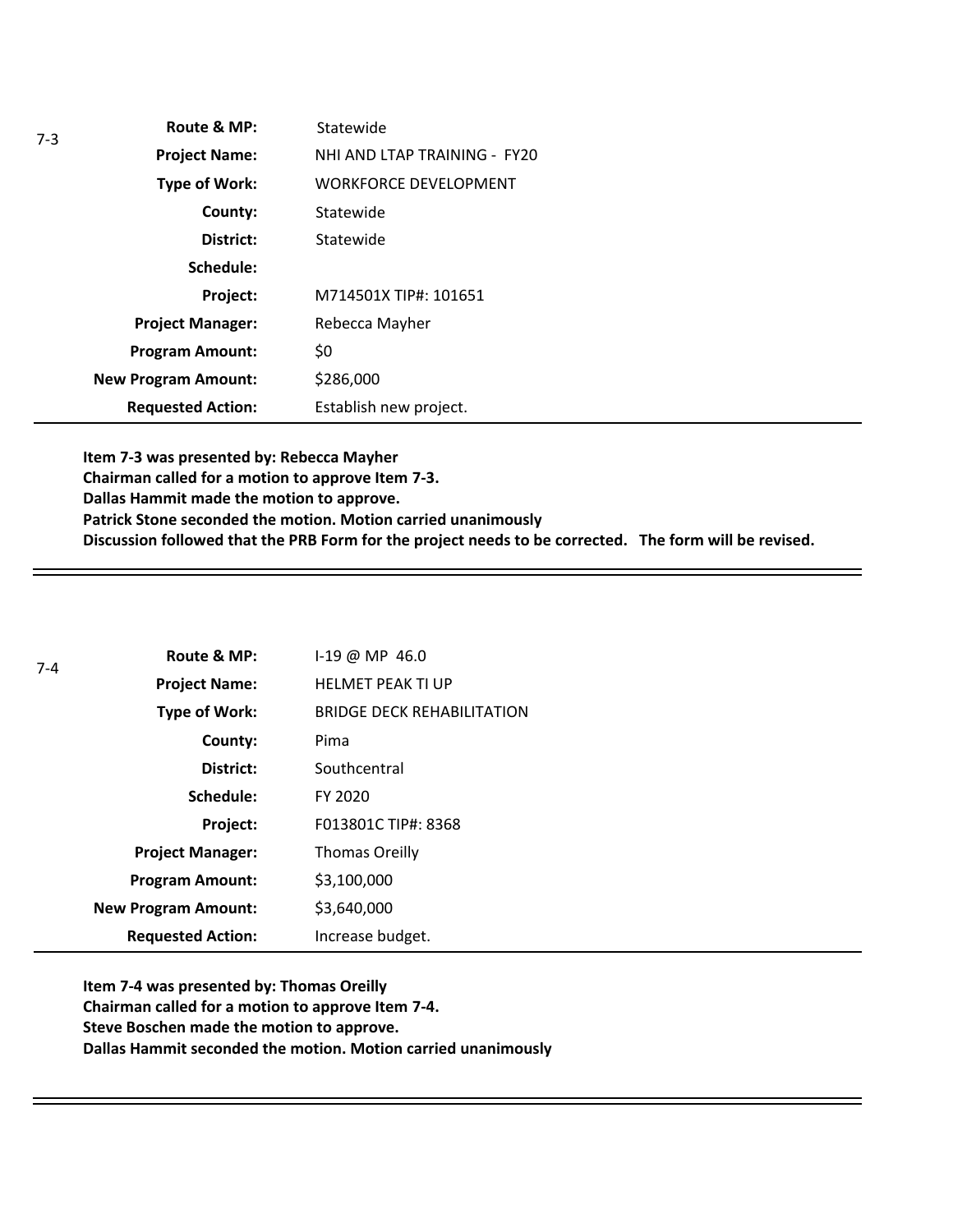7-3

| | |
|---|---|
| **Route & MP:** | Statewide |
| **Project Name:** | NHI AND LTAP TRAINING - FY20 |
| **Type of Work:** | WORKFORCE DEVELOPMENT |
| **County:** | Statewide |
| **District:** | Statewide |
| **Schedule:** | |
| **Project:** | M714501X TIP#: 101651 |
| **Project Manager:** | Rebecca Mayher |
| **Program Amount:** | $0 |
| **New Program Amount:** | $286,000 |
| **Requested Action:** | Establish new project. |

**Item 7-3 was presented by: Rebecca Mayher**
**Chairman called for a motion to approve Item 7-3.**
**Dallas Hammit made the motion to approve.**
**Patrick Stone seconded the motion. Motion carried unanimously**
**Discussion followed that the PRB Form for the project needs to be corrected. The form will be revised.**

---

7-4

| | |
|---|---|
| **Route & MP:** | I-19 @ MP 46.0 |
| **Project Name:** | HELMET PEAK TI UP |
| **Type of Work:** | BRIDGE DECK REHABILITATION |
| **County:** | Pima |
| **District:** | Southcentral |
| **Schedule:** | FY 2020 |
| **Project:** | F013801C TIP#: 8368 |
| **Project Manager:** | Thomas Oreilly |
| **Program Amount:** | $3,100,000 |
| **New Program Amount:** | $3,640,000 |
| **Requested Action:** | Increase budget. |

**Item 7-4 was presented by: Thomas Oreilly**
**Chairman called for a motion to approve Item 7-4.**
**Steve Boschen made the motion to approve.**
**Dallas Hammit seconded the motion. Motion carried unanimously**

---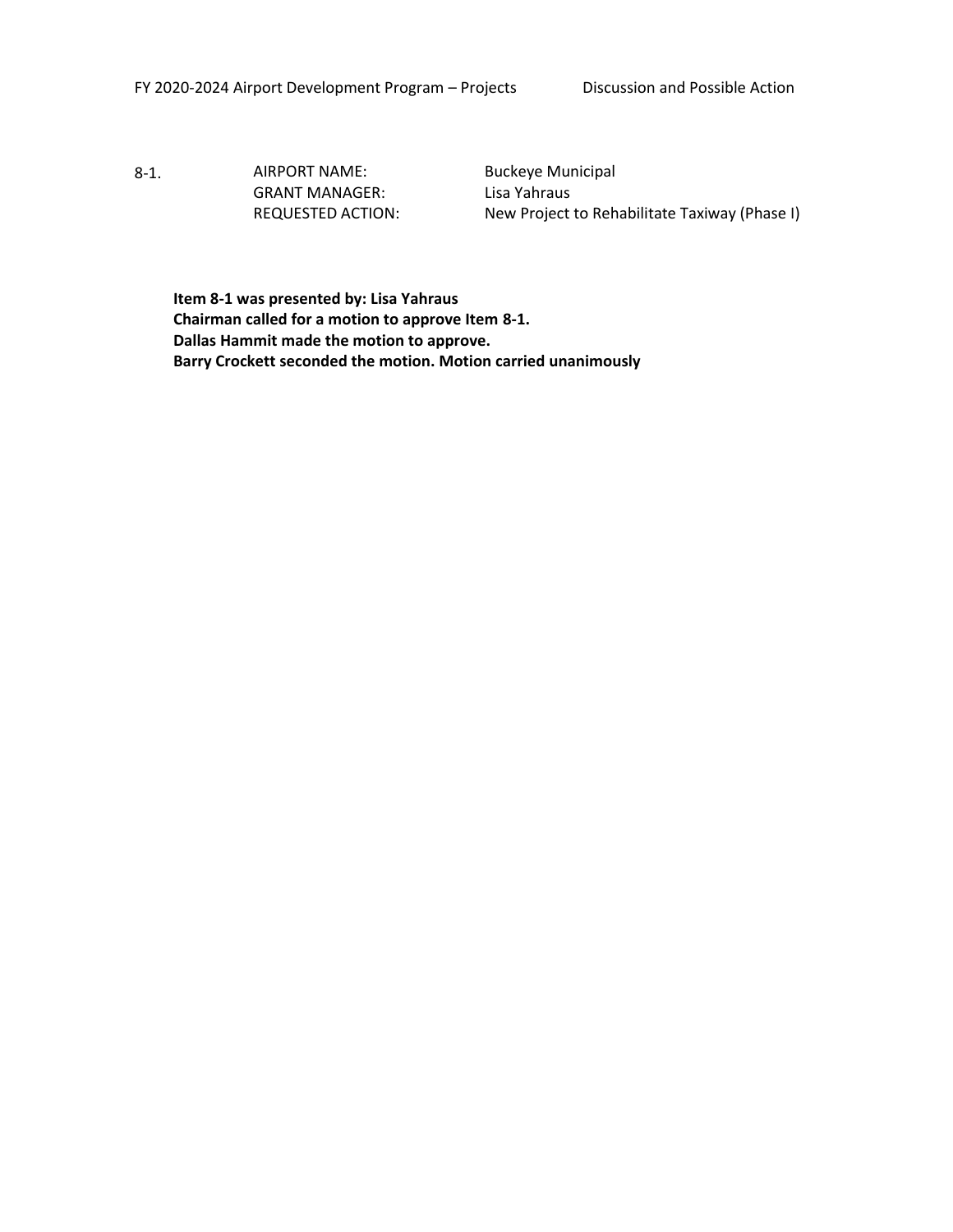FY 2020-2024 Airport Development Program – Projects Discussion and Possible Action

8-1. AIRPORT NAME: Buckeye Municipal
GRANT MANAGER: Lisa Yahraus
REQUESTED ACTION: New Project to Rehabilitate Taxiway (Phase I)

**Item 8-1 was presented by: Lisa Yahraus**
**Chairman called for a motion to approve Item 8-1.**
**Dallas Hammit made the motion to approve.**
**Barry Crockett seconded the motion. Motion carried unanimously**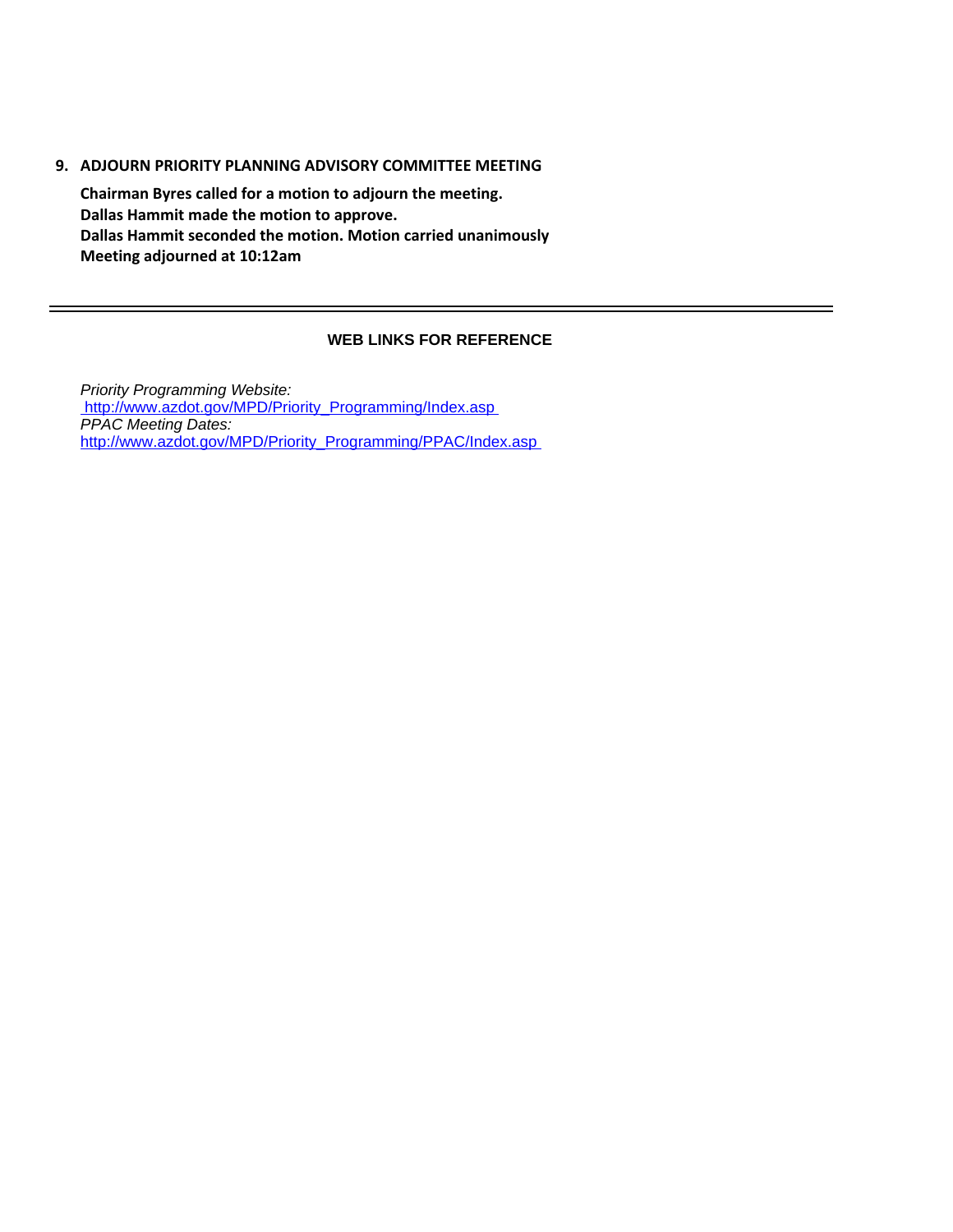**9. ADJOURN PRIORITY PLANNING ADVISORY COMMITTEE MEETING**

**Chairman Byres called for a motion to adjourn the meeting.**
**Dallas Hammit made the motion to approve.**
**Dallas Hammit seconded the motion. Motion carried unanimously**
**Meeting adjourned at 10:12am**

---

**WEB LINKS FOR REFERENCE**

*Priority Programming Website:*
http://www.azdot.gov/MPD/Priority_Programming/Index.asp
*PPAC Meeting Dates:*
http://www.azdot.gov/MPD/Priority_Programming/PPAC/Index.asp